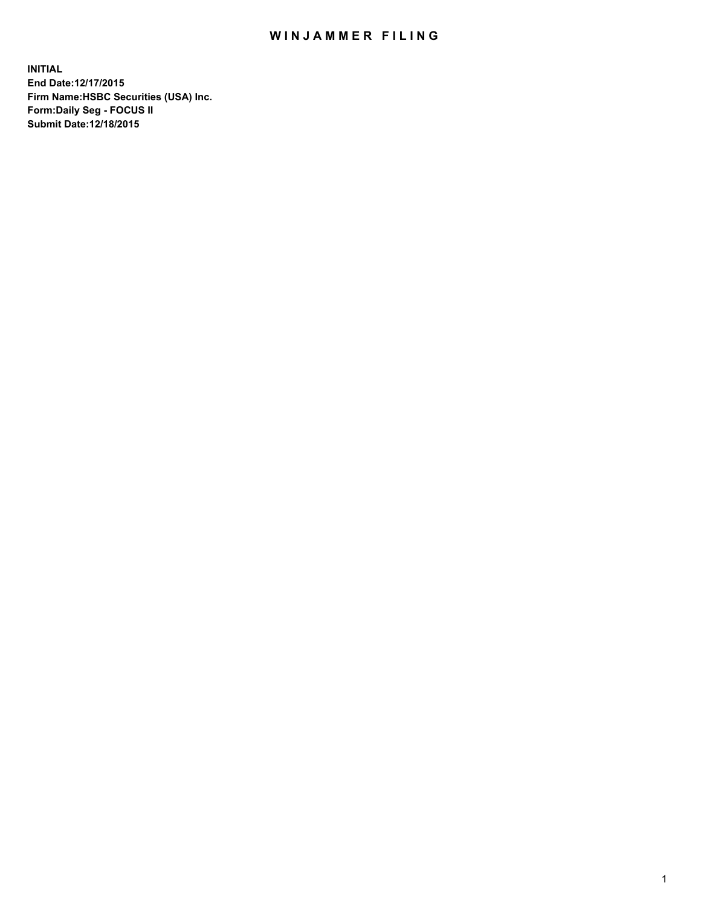# WINJAMMER FILING

**INITIAL**
**End Date:12/17/2015**
**Firm Name:HSBC Securities (USA) Inc.**
**Form:Daily Seg - FOCUS II**
**Submit Date:12/18/2015**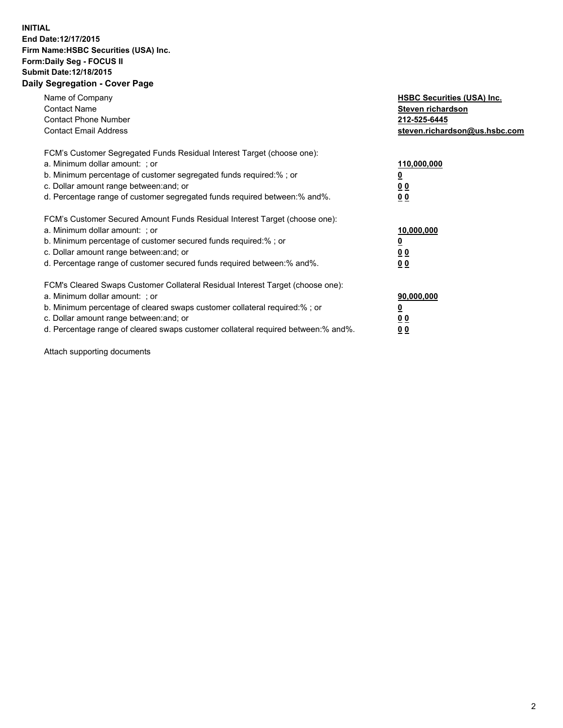**INITIAL**
**End Date:12/17/2015**
**Firm Name:HSBC Securities (USA) Inc.**
**Form:Daily Seg - FOCUS II**
**Submit Date:12/18/2015**

## Daily Segregation - Cover Page

| | |
|---|---|
| Name of Company | **HSBC Securities (USA) Inc.** |
| Contact Name | **Steven richardson** |
| Contact Phone Number | **212-525-6445** |
| Contact Email Address | **steven.richardson@us.hsbc.com** |

FCM's Customer Segregated Funds Residual Interest Target (choose one):

| | |
|---|---|
| a. Minimum dollar amount: ; or | **110,000,000** |
| b. Minimum percentage of customer segregated funds required:% ; or | **0** |
| c. Dollar amount range between:and; or | **0 0** |
| d. Percentage range of customer segregated funds required between:% and%. | **0 0** |

FCM's Customer Secured Amount Funds Residual Interest Target (choose one):

| | |
|---|---|
| a. Minimum dollar amount: ; or | **10,000,000** |
| b. Minimum percentage of customer secured funds required:% ; or | **0** |
| c. Dollar amount range between:and; or | **0 0** |
| d. Percentage range of customer secured funds required between:% and%. | **0 0** |

FCM's Cleared Swaps Customer Collateral Residual Interest Target (choose one):

| | |
|---|---|
| a. Minimum dollar amount: ; or | **90,000,000** |
| b. Minimum percentage of cleared swaps customer collateral required:% ; or | **0** |
| c. Dollar amount range between:and; or | **0 0** |
| d. Percentage range of cleared swaps customer collateral required between:% and%. | **0 0** |

Attach supporting documents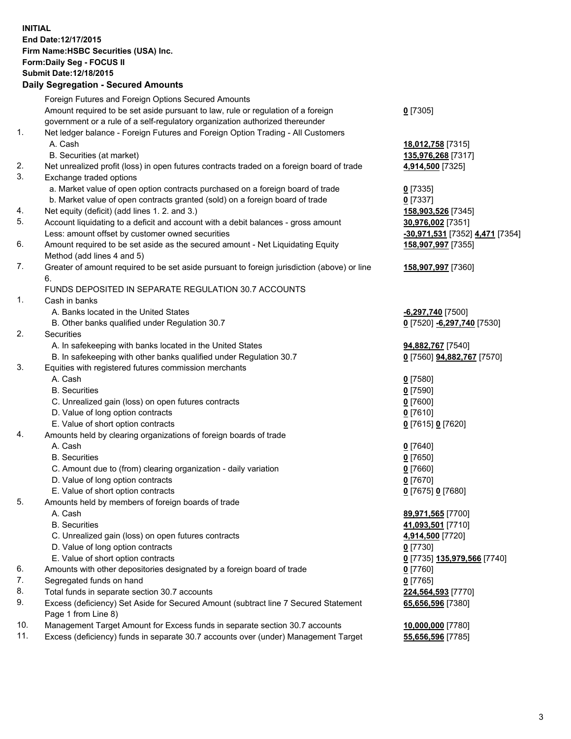**INITIAL**
**End Date:12/17/2015**
**Firm Name:HSBC Securities (USA) Inc.**
**Form:Daily Seg - FOCUS II**
**Submit Date:12/18/2015**

## Daily Segregation - Secured Amounts

| | | |
|---|---|---|
| | Foreign Futures and Foreign Options Secured Amounts | |
| | Amount required to be set aside pursuant to law, rule or regulation of a foreign government or a rule of a self-regulatory organization authorized thereunder | **0** [7305] |
| 1. | Net ledger balance - Foreign Futures and Foreign Option Trading - All Customers | |
| | A. Cash | **18,012,758** [7315] |
| | B. Securities (at market) | **135,976,268** [7317] |
| 2. | Net unrealized profit (loss) in open futures contracts traded on a foreign board of trade | **4,914,500** [7325] |
| 3. | Exchange traded options | |
| | a. Market value of open option contracts purchased on a foreign board of trade | **0** [7335] |
| | b. Market value of open contracts granted (sold) on a foreign board of trade | **0** [7337] |
| 4. | Net equity (deficit) (add lines 1. 2. and 3.) | **158,903,526** [7345] |
| 5. | Account liquidating to a deficit and account with a debit balances - gross amount | **30,976,002** [7351] |
| | Less: amount offset by customer owned securities | **-30,971,531** [7352] **4,471** [7354] |
| 6. | Amount required to be set aside as the secured amount - Net Liquidating Equity Method (add lines 4 and 5) | **158,907,997** [7355] |
| 7. | Greater of amount required to be set aside pursuant to foreign jurisdiction (above) or line 6. | **158,907,997** [7360] |
| | FUNDS DEPOSITED IN SEPARATE REGULATION 30.7 ACCOUNTS | |
| 1. | Cash in banks | |
| | A. Banks located in the United States | **-6,297,740** [7500] |
| | B. Other banks qualified under Regulation 30.7 | **0** [7520] **-6,297,740** [7530] |
| 2. | Securities | |
| | A. In safekeeping with banks located in the United States | **94,882,767** [7540] |
| | B. In safekeeping with other banks qualified under Regulation 30.7 | **0** [7560] **94,882,767** [7570] |
| 3. | Equities with registered futures commission merchants | |
| | A. Cash | **0** [7580] |
| | B. Securities | **0** [7590] |
| | C. Unrealized gain (loss) on open futures contracts | **0** [7600] |
| | D. Value of long option contracts | **0** [7610] |
| | E. Value of short option contracts | **0** [7615] **0** [7620] |
| 4. | Amounts held by clearing organizations of foreign boards of trade | |
| | A. Cash | **0** [7640] |
| | B. Securities | **0** [7650] |
| | C. Amount due to (from) clearing organization - daily variation | **0** [7660] |
| | D. Value of long option contracts | **0** [7670] |
| | E. Value of short option contracts | **0** [7675] **0** [7680] |
| 5. | Amounts held by members of foreign boards of trade | |
| | A. Cash | **89,971,565** [7700] |
| | B. Securities | **41,093,501** [7710] |
| | C. Unrealized gain (loss) on open futures contracts | **4,914,500** [7720] |
| | D. Value of long option contracts | **0** [7730] |
| | E. Value of short option contracts | **0** [7735] **135,979,566** [7740] |
| 6. | Amounts with other depositories designated by a foreign board of trade | **0** [7760] |
| 7. | Segregated funds on hand | **0** [7765] |
| 8. | Total funds in separate section 30.7 accounts | **224,564,593** [7770] |
| 9. | Excess (deficiency) Set Aside for Secured Amount (subtract line 7 Secured Statement Page 1 from Line 8) | **65,656,596** [7380] |
| 10. | Management Target Amount for Excess funds in separate section 30.7 accounts | **10,000,000** [7780] |
| 11. | Excess (deficiency) funds in separate 30.7 accounts over (under) Management Target | **55,656,596** [7785] |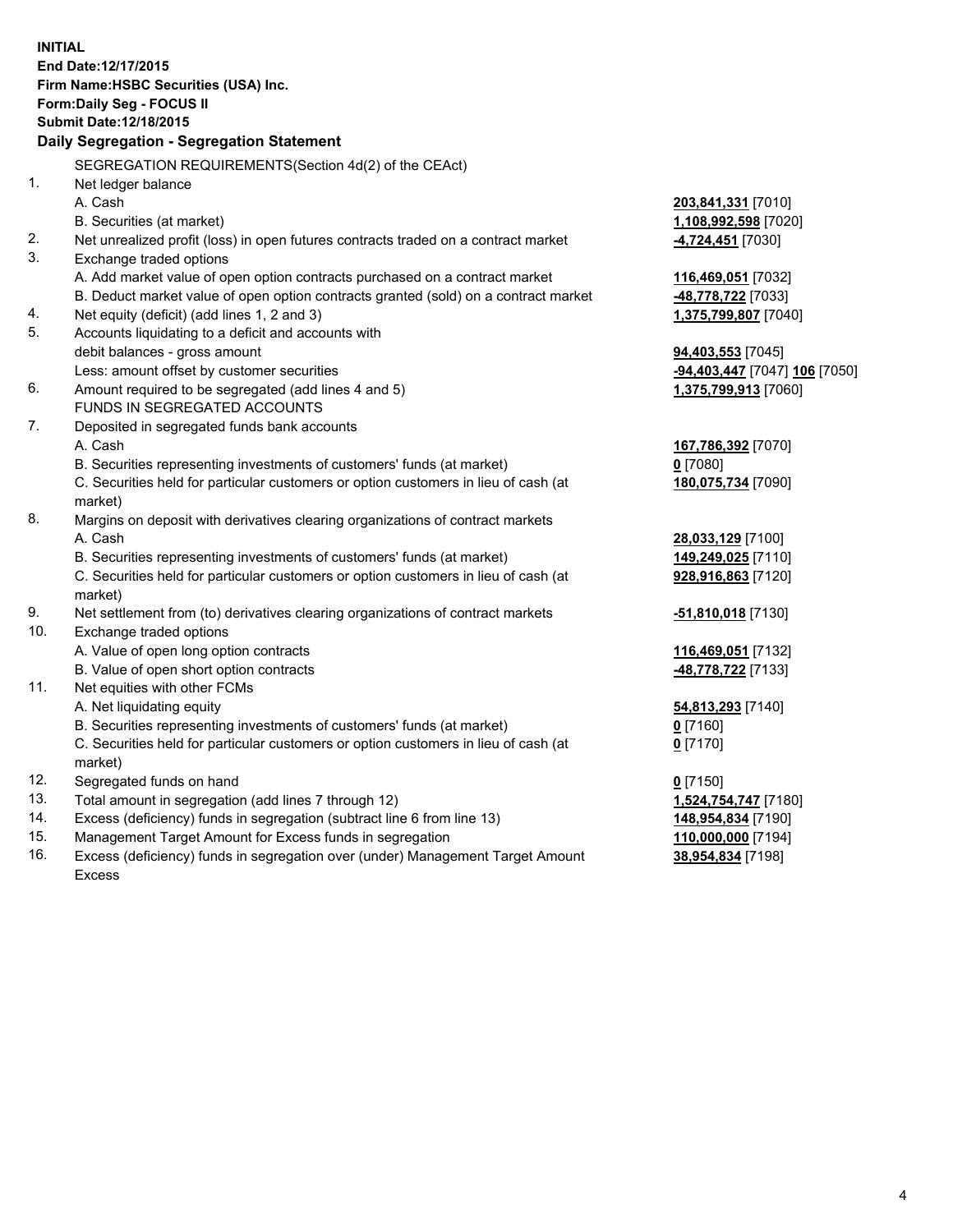**INITIAL**
**End Date:12/17/2015**
**Firm Name:HSBC Securities (USA) Inc.**
**Form:Daily Seg - FOCUS II**
**Submit Date:12/18/2015**

**Daily Segregation - Segregation Statement**

| | | |
|---|---|---|
| | SEGREGATION REQUIREMENTS(Section 4d(2) of the CEAct) | |
| 1. | Net ledger balance | |
| | A. Cash | **203,841,331** [7010] |
| | B. Securities (at market) | **1,108,992,598** [7020] |
| 2. | Net unrealized profit (loss) in open futures contracts traded on a contract market | **-4,724,451** [7030] |
| 3. | Exchange traded options | |
| | A. Add market value of open option contracts purchased on a contract market | **116,469,051** [7032] |
| | B. Deduct market value of open option contracts granted (sold) on a contract market | **-48,778,722** [7033] |
| 4. | Net equity (deficit) (add lines 1, 2 and 3) | **1,375,799,807** [7040] |
| 5. | Accounts liquidating to a deficit and accounts with debit balances - gross amount | **94,403,553** [7045] |
| | Less: amount offset by customer securities | **-94,403,447** [7047] **106** [7050] |
| 6. | Amount required to be segregated (add lines 4 and 5) | **1,375,799,913** [7060] |
| | FUNDS IN SEGREGATED ACCOUNTS | |
| 7. | Deposited in segregated funds bank accounts | |
| | A. Cash | **167,786,392** [7070] |
| | B. Securities representing investments of customers' funds (at market) | **0** [7080] |
| | C. Securities held for particular customers or option customers in lieu of cash (at market) | **180,075,734** [7090] |
| 8. | Margins on deposit with derivatives clearing organizations of contract markets | |
| | A. Cash | **28,033,129** [7100] |
| | B. Securities representing investments of customers' funds (at market) | **149,249,025** [7110] |
| | C. Securities held for particular customers or option customers in lieu of cash (at market) | **928,916,863** [7120] |
| 9. | Net settlement from (to) derivatives clearing organizations of contract markets | **-51,810,018** [7130] |
| 10. | Exchange traded options | |
| | A. Value of open long option contracts | **116,469,051** [7132] |
| | B. Value of open short option contracts | **-48,778,722** [7133] |
| 11. | Net equities with other FCMs | |
| | A. Net liquidating equity | **54,813,293** [7140] |
| | B. Securities representing investments of customers' funds (at market) | **0** [7160] |
| | C. Securities held for particular customers or option customers in lieu of cash (at market) | **0** [7170] |
| 12. | Segregated funds on hand | **0** [7150] |
| 13. | Total amount in segregation (add lines 7 through 12) | **1,524,754,747** [7180] |
| 14. | Excess (deficiency) funds in segregation (subtract line 6 from line 13) | **148,954,834** [7190] |
| 15. | Management Target Amount for Excess funds in segregation | **110,000,000** [7194] |
| 16. | Excess (deficiency) funds in segregation over (under) Management Target Amount Excess | **38,954,834** [7198] |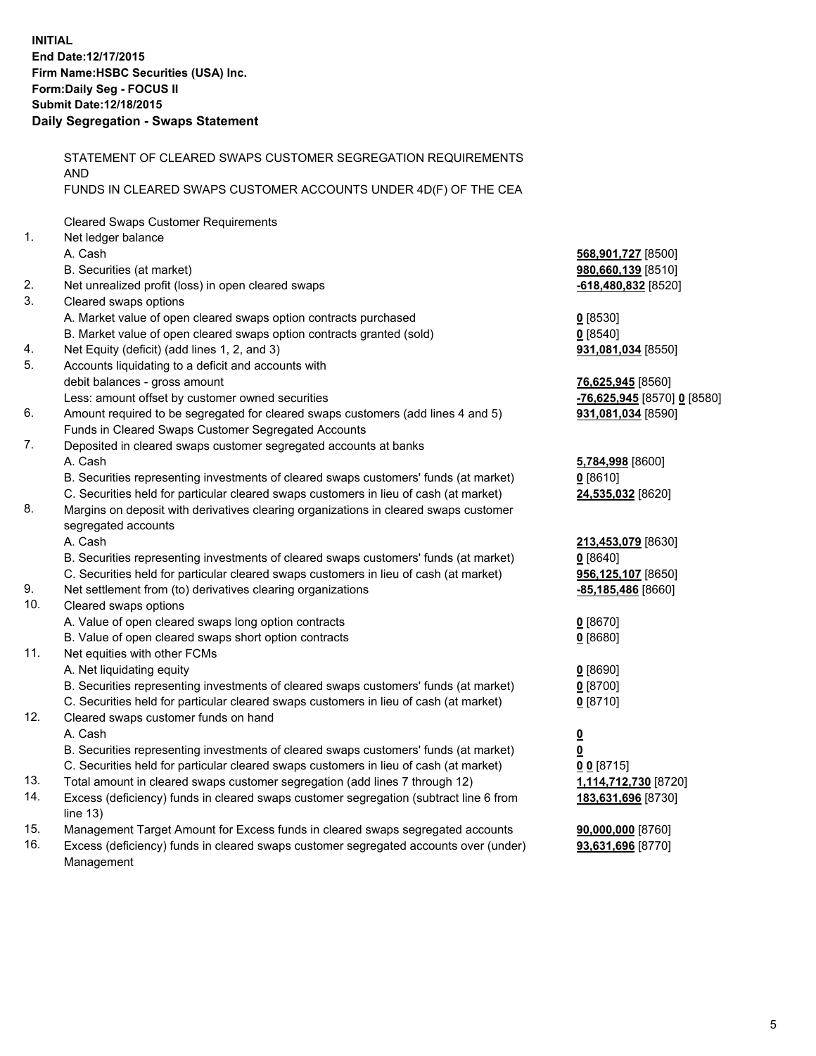**INITIAL**
**End Date:12/17/2015**
**Firm Name:HSBC Securities (USA) Inc.**
**Form:Daily Seg - FOCUS II**
**Submit Date:12/18/2015**
**Daily Segregation - Swaps Statement**

STATEMENT OF CLEARED SWAPS CUSTOMER SEGREGATION REQUIREMENTS AND FUNDS IN CLEARED SWAPS CUSTOMER ACCOUNTS UNDER 4D(F) OF THE CEA

| | | |
|---|---|---|
| | Cleared Swaps Customer Requirements | |
| 1. | Net ledger balance | |
| | A. Cash | **568,901,727** [8500] |
| | B. Securities (at market) | **980,660,139** [8510] |
| 2. | Net unrealized profit (loss) in open cleared swaps | **-618,480,832** [8520] |
| 3. | Cleared swaps options | |
| | A. Market value of open cleared swaps option contracts purchased | **0** [8530] |
| | B. Market value of open cleared swaps option contracts granted (sold) | **0** [8540] |
| 4. | Net Equity (deficit) (add lines 1, 2, and 3) | **931,081,034** [8550] |
| 5. | Accounts liquidating to a deficit and accounts with debit balances - gross amount | **76,625,945** [8560] |
| | Less: amount offset by customer owned securities | **-76,625,945** [8570] **0** [8580] |
| 6. | Amount required to be segregated for cleared swaps customers (add lines 4 and 5) | **931,081,034** [8590] |
| | Funds in Cleared Swaps Customer Segregated Accounts | |
| 7. | Deposited in cleared swaps customer segregated accounts at banks | |
| | A. Cash | **5,784,998** [8600] |
| | B. Securities representing investments of cleared swaps customers' funds (at market) | **0** [8610] |
| | C. Securities held for particular cleared swaps customers in lieu of cash (at market) | **24,535,032** [8620] |
| 8. | Margins on deposit with derivatives clearing organizations in cleared swaps customer segregated accounts | |
| | A. Cash | **213,453,079** [8630] |
| | B. Securities representing investments of cleared swaps customers' funds (at market) | **0** [8640] |
| | C. Securities held for particular cleared swaps customers in lieu of cash (at market) | **956,125,107** [8650] |
| 9. | Net settlement from (to) derivatives clearing organizations | **-85,185,486** [8660] |
| 10. | Cleared swaps options | |
| | A. Value of open cleared swaps long option contracts | **0** [8670] |
| | B. Value of open cleared swaps short option contracts | **0** [8680] |
| 11. | Net equities with other FCMs | |
| | A. Net liquidating equity | **0** [8690] |
| | B. Securities representing investments of cleared swaps customers' funds (at market) | **0** [8700] |
| | C. Securities held for particular cleared swaps customers in lieu of cash (at market) | **0** [8710] |
| 12. | Cleared swaps customer funds on hand | |
| | A. Cash | **0** |
| | B. Securities representing investments of cleared swaps customers' funds (at market) | **0** |
| | C. Securities held for particular cleared swaps customers in lieu of cash (at market) | **0** **0** [8715] |
| 13. | Total amount in cleared swaps customer segregation (add lines 7 through 12) | **1,114,712,730** [8720] |
| 14. | Excess (deficiency) funds in cleared swaps customer segregation (subtract line 6 from line 13) | **183,631,696** [8730] |
| 15. | Management Target Amount for Excess funds in cleared swaps segregated accounts | **90,000,000** [8760] |
| 16. | Excess (deficiency) funds in cleared swaps customer segregated accounts over (under) Management | **93,631,696** [8770] |